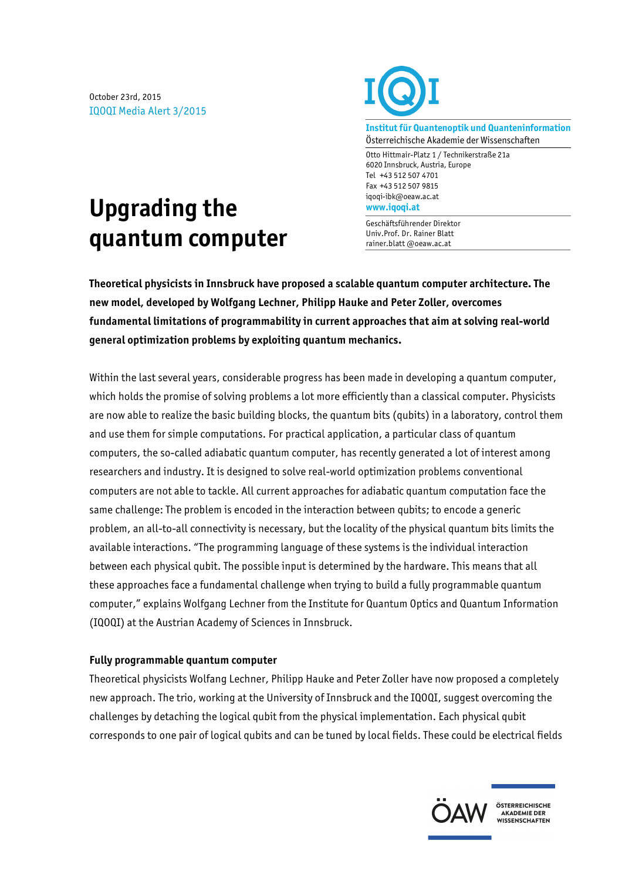October 23rd, 2015
IQOQI Media Alert 3/2015

**Institut für Quantenoptik und Quanteninformation**
Österreichische Akademie der Wissenschaften

Otto Hittmair-Platz 1 / Technikerstraße 21a
6020 Innsbruck, Austria, Europe
Tel +43 512 507 4701
Fax +43 512 507 9815
iqoqi-ibk@oeaw.ac.at
**www.iqoqi.at**

Geschäftsführender Direktor
Univ.Prof. Dr. Rainer Blatt
rainer.blatt @oeaw.ac.at

# Upgrading the quantum computer

**Theoretical physicists in Innsbruck have proposed a scalable quantum computer architecture. The new model, developed by Wolfgang Lechner, Philipp Hauke and Peter Zoller, overcomes fundamental limitations of programmability in current approaches that aim at solving real-world general optimization problems by exploiting quantum mechanics.**

Within the last several years, considerable progress has been made in developing a quantum computer, which holds the promise of solving problems a lot more efficiently than a classical computer. Physicists are now able to realize the basic building blocks, the quantum bits (qubits) in a laboratory, control them and use them for simple computations. For practical application, a particular class of quantum computers, the so-called adiabatic quantum computer, has recently generated a lot of interest among researchers and industry. It is designed to solve real-world optimization problems conventional computers are not able to tackle. All current approaches for adiabatic quantum computation face the same challenge: The problem is encoded in the interaction between qubits; to encode a generic problem, an all-to-all connectivity is necessary, but the locality of the physical quantum bits limits the available interactions. "The programming language of these systems is the individual interaction between each physical qubit. The possible input is determined by the hardware. This means that all these approaches face a fundamental challenge when trying to build a fully programmable quantum computer," explains Wolfgang Lechner from the Institute for Quantum Optics and Quantum Information (IQOQI) at the Austrian Academy of Sciences in Innsbruck.

### Fully programmable quantum computer

Theoretical physicists Wolfang Lechner, Philipp Hauke and Peter Zoller have now proposed a completely new approach. The trio, working at the University of Innsbruck and the IQOQI, suggest overcoming the challenges by detaching the logical qubit from the physical implementation. Each physical qubit corresponds to one pair of logical qubits and can be tuned by local fields. These could be electrical fields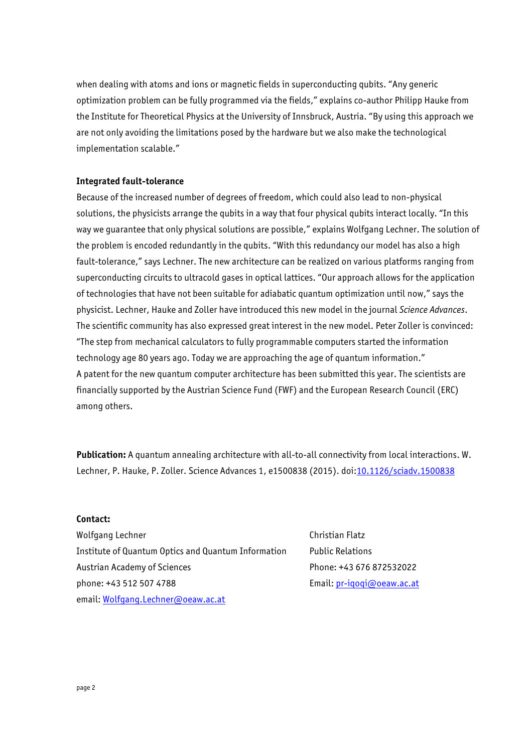when dealing with atoms and ions or magnetic fields in superconducting qubits. “Any generic optimization problem can be fully programmed via the fields,” explains co-author Philipp Hauke from the Institute for Theoretical Physics at the University of Innsbruck, Austria. “By using this approach we are not only avoiding the limitations posed by the hardware but we also make the technological implementation scalable.”

**Integrated fault-tolerance**

Because of the increased number of degrees of freedom, which could also lead to non-physical solutions, the physicists arrange the qubits in a way that four physical qubits interact locally. “In this way we guarantee that only physical solutions are possible,” explains Wolfgang Lechner. The solution of the problem is encoded redundantly in the qubits. “With this redundancy our model has also a high fault-tolerance,” says Lechner. The new architecture can be realized on various platforms ranging from superconducting circuits to ultracold gases in optical lattices. “Our approach allows for the application of technologies that have not been suitable for adiabatic quantum optimization until now,” says the physicist. Lechner, Hauke and Zoller have introduced this new model in the journal *Science Advances*. The scientific community has also expressed great interest in the new model. Peter Zoller is convinced: “The step from mechanical calculators to fully programmable computers started the information technology age 80 years ago. Today we are approaching the age of quantum information.”
A patent for the new quantum computer architecture has been submitted this year. The scientists are financially supported by the Austrian Science Fund (FWF) and the European Research Council (ERC) among others.

**Publication:** A quantum annealing architecture with all-to-all connectivity from local interactions. W. Lechner, P. Hauke, P. Zoller. Science Advances 1, e1500838 (2015). doi:10.1126/sciadv.1500838

**Contact:**

Wolfgang Lechner
Institute of Quantum Optics and Quantum Information
Austrian Academy of Sciences
phone: +43 512 507 4788
email: Wolfgang.Lechner@oeaw.ac.at

Christian Flatz
Public Relations
Phone: +43 676 872532022
Email: pr-iqoqi@oeaw.ac.at